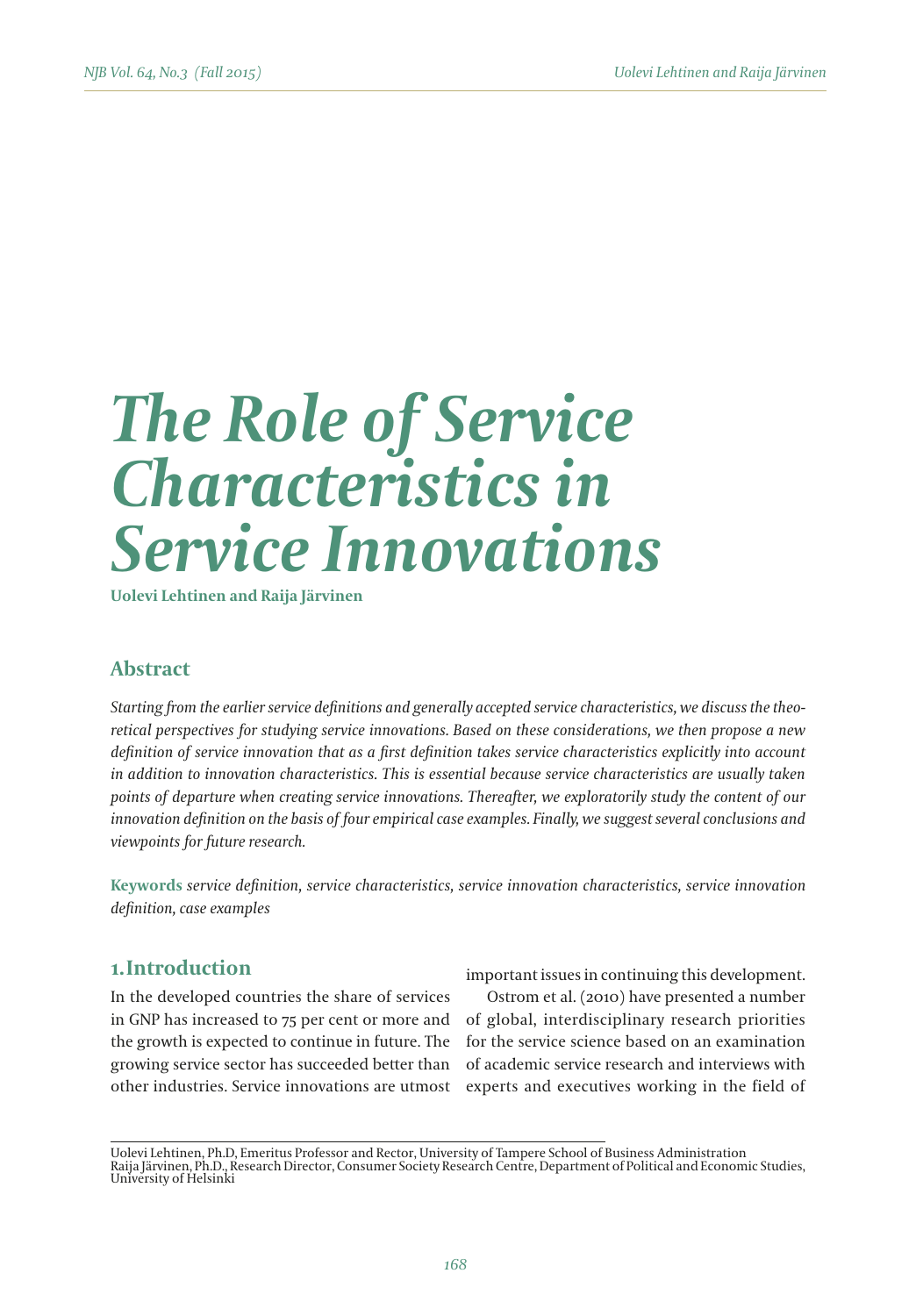# The Role of Service Characteristics in Service Innovations

**Uolevi Lehtinen and Raija Järvinen**

## Abstract

*Starting from the earlier service definitions and generally accepted service characteristics, we discuss the theoretical perspectives for studying service innovations. Based on these considerations, we then propose a new definition of service innovation that as a first definition takes service characteristics explicitly into account in addition to innovation characteristics. This is essential because service characteristics are usually taken points of departure when creating service innovations. Thereafter, we exploratorily study the content of our innovation definition on the basis of four empirical case examples. Finally, we suggest several conclusions and viewpoints for future research.*

**Keywords** *service definition, service characteristics, service innovation characteristics, service innovation definition, case examples*

## 1. Introduction

In the developed countries the share of services in GNP has increased to 75 per cent or more and the growth is expected to continue in future. The growing service sector has succeeded better than other industries. Service innovations are utmost important issues in continuing this development.

Ostrom et al. (2010) have presented a number of global, interdisciplinary research priorities for the service science based on an examination of academic service research and interviews with experts and executives working in the field of

---

Uolevi Lehtinen, Ph.D, Emeritus Professor and Rector, University of Tampere School of Business Administration
Raija Järvinen, Ph.D., Research Director, Consumer Society Research Centre, Department of Political and Economic Studies, University of Helsinki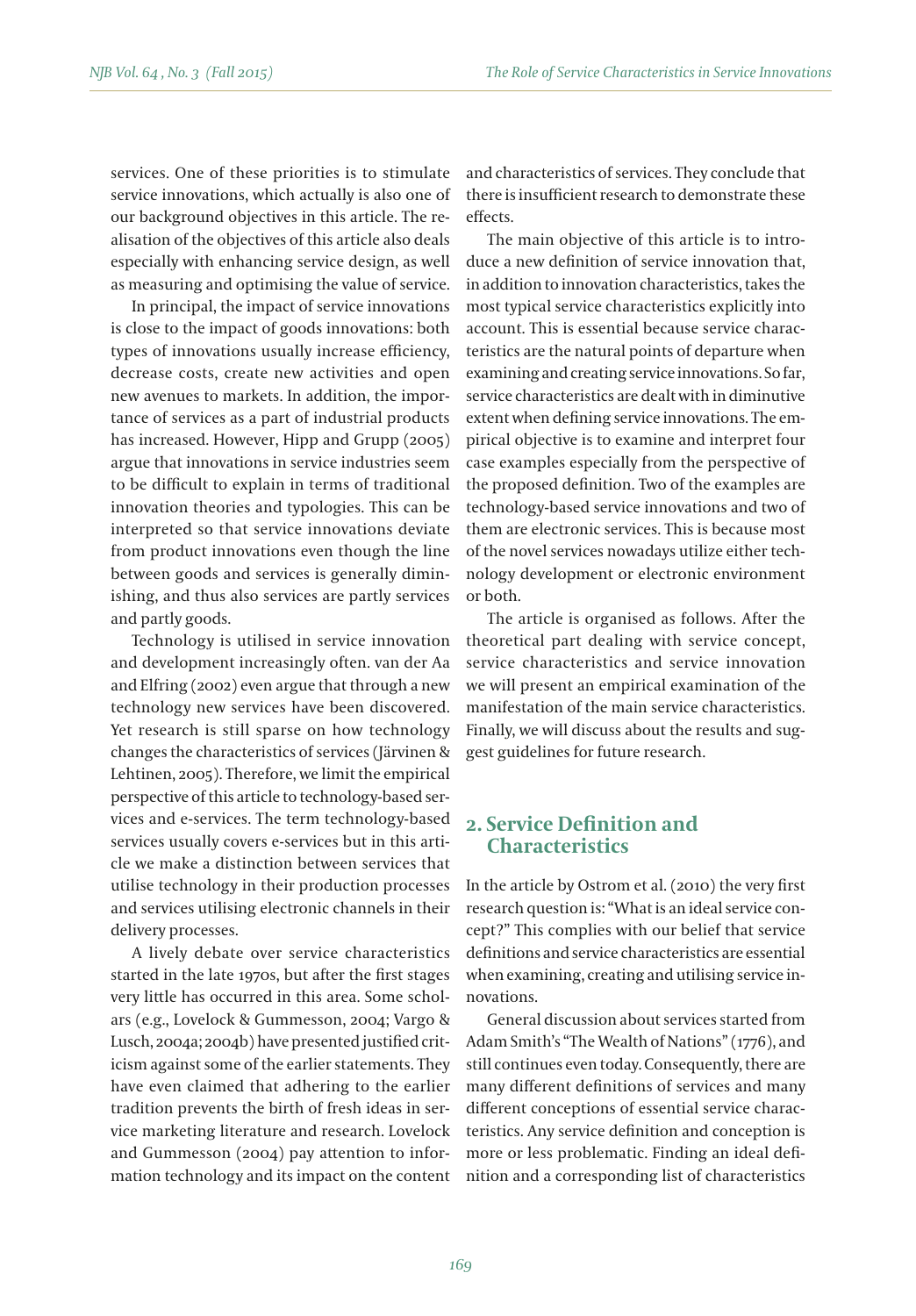services. One of these priorities is to stimulate service innovations, which actually is also one of our background objectives in this article. The realisation of the objectives of this article also deals especially with enhancing service design, as well as measuring and optimising the value of service.

In principal, the impact of service innovations is close to the impact of goods innovations: both types of innovations usually increase efficiency, decrease costs, create new activities and open new avenues to markets. In addition, the importance of services as a part of industrial products has increased. However, Hipp and Grupp (2005) argue that innovations in service industries seem to be difficult to explain in terms of traditional innovation theories and typologies. This can be interpreted so that service innovations deviate from product innovations even though the line between goods and services is generally diminishing, and thus also services are partly services and partly goods.

Technology is utilised in service innovation and development increasingly often. van der Aa and Elfring (2002) even argue that through a new technology new services have been discovered. Yet research is still sparse on how technology changes the characteristics of services (Järvinen & Lehtinen, 2005). Therefore, we limit the empirical perspective of this article to technology-based services and e-services. The term technology-based services usually covers e-services but in this article we make a distinction between services that utilise technology in their production processes and services utilising electronic channels in their delivery processes.

A lively debate over service characteristics started in the late 1970s, but after the first stages very little has occurred in this area. Some scholars (e.g., Lovelock & Gummesson, 2004; Vargo & Lusch, 2004a; 2004b) have presented justified criticism against some of the earlier statements. They have even claimed that adhering to the earlier tradition prevents the birth of fresh ideas in service marketing literature and research. Lovelock and Gummesson (2004) pay attention to information technology and its impact on the content and characteristics of services. They conclude that there is insufficient research to demonstrate these effects.

The main objective of this article is to introduce a new definition of service innovation that, in addition to innovation characteristics, takes the most typical service characteristics explicitly into account. This is essential because service characteristics are the natural points of departure when examining and creating service innovations. So far, service characteristics are dealt with in diminutive extent when defining service innovations. The empirical objective is to examine and interpret four case examples especially from the perspective of the proposed definition. Two of the examples are technology-based service innovations and two of them are electronic services. This is because most of the novel services nowadays utilize either technology development or electronic environment or both.

The article is organised as follows. After the theoretical part dealing with service concept, service characteristics and service innovation we will present an empirical examination of the manifestation of the main service characteristics. Finally, we will discuss about the results and suggest guidelines for future research.

## 2. Service Definition and Characteristics

In the article by Ostrom et al. (2010) the very first research question is: "What is an ideal service concept?" This complies with our belief that service definitions and service characteristics are essential when examining, creating and utilising service innovations.

General discussion about services started from Adam Smith's "The Wealth of Nations" (1776), and still continues even today. Consequently, there are many different definitions of services and many different conceptions of essential service characteristics. Any service definition and conception is more or less problematic. Finding an ideal definition and a corresponding list of characteristics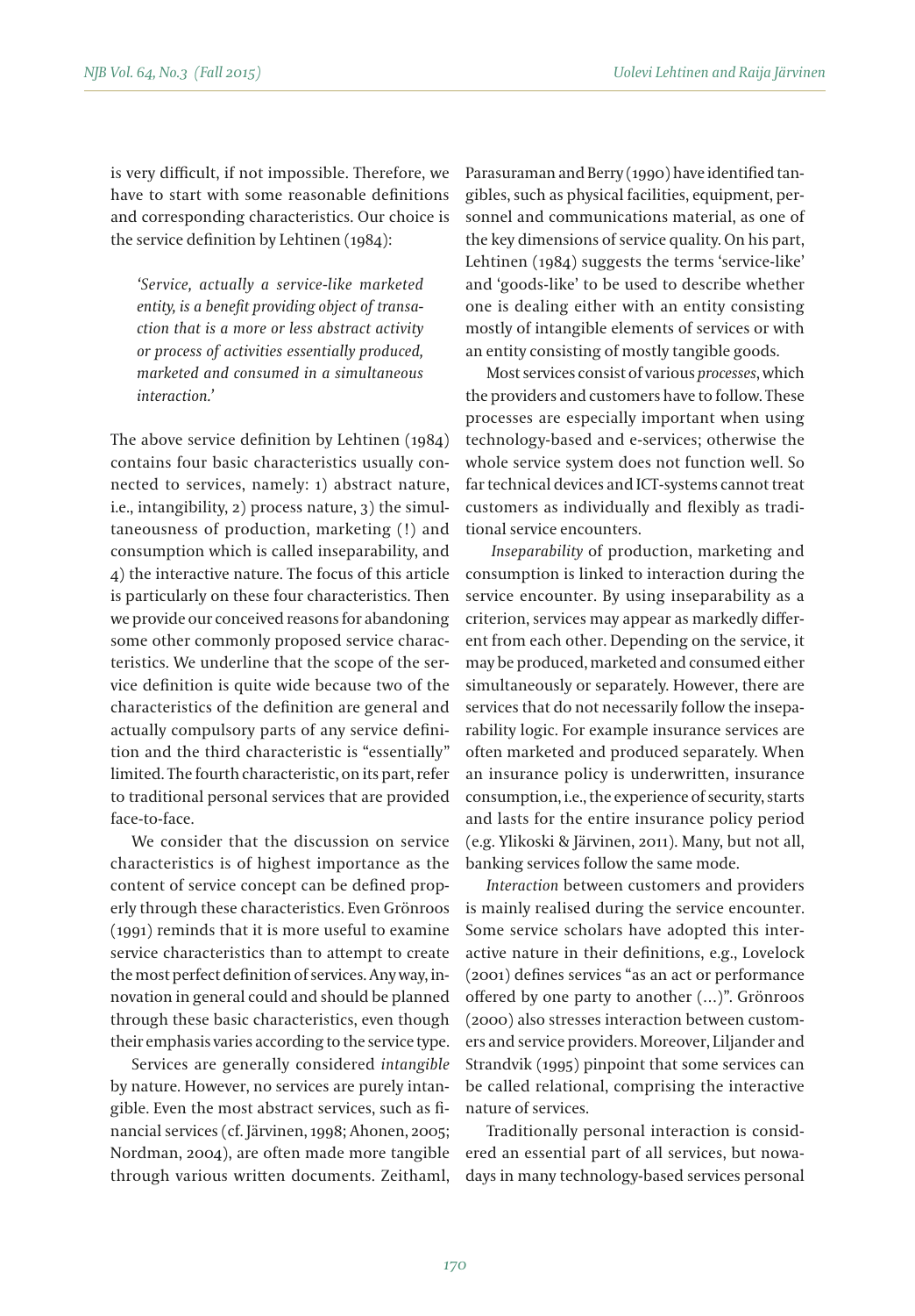is very difficult, if not impossible. Therefore, we have to start with some reasonable definitions and corresponding characteristics. Our choice is the service definition by Lehtinen (1984):

> *'Service, actually a service-like marketed entity, is a benefit providing object of transaction that is a more or less abstract activity or process of activities essentially produced, marketed and consumed in a simultaneous interaction.'*

The above service definition by Lehtinen (1984) contains four basic characteristics usually connected to services, namely: 1) abstract nature, i.e., intangibility, 2) process nature, 3) the simultaneousness of production, marketing (!) and consumption which is called inseparability, and 4) the interactive nature. The focus of this article is particularly on these four characteristics. Then we provide our conceived reasons for abandoning some other commonly proposed service characteristics. We underline that the scope of the service definition is quite wide because two of the characteristics of the definition are general and actually compulsory parts of any service definition and the third characteristic is "essentially" limited. The fourth characteristic, on its part, refer to traditional personal services that are provided face-to-face.

We consider that the discussion on service characteristics is of highest importance as the content of service concept can be defined properly through these characteristics. Even Grönroos (1991) reminds that it is more useful to examine service characteristics than to attempt to create the most perfect definition of services. Any way, innovation in general could and should be planned through these basic characteristics, even though their emphasis varies according to the service type.

Services are generally considered *intangible* by nature. However, no services are purely intangible. Even the most abstract services, such as financial services (cf. Järvinen, 1998; Ahonen, 2005; Nordman, 2004), are often made more tangible through various written documents. Zeithaml, Parasuraman and Berry (1990) have identified tangibles, such as physical facilities, equipment, personnel and communications material, as one of the key dimensions of service quality. On his part, Lehtinen (1984) suggests the terms 'service-like' and 'goods-like' to be used to describe whether one is dealing either with an entity consisting mostly of intangible elements of services or with an entity consisting of mostly tangible goods.

Most services consist of various *processes*, which the providers and customers have to follow. These processes are especially important when using technology-based and e-services; otherwise the whole service system does not function well. So far technical devices and ICT-systems cannot treat customers as individually and flexibly as traditional service encounters.

*Inseparability* of production, marketing and consumption is linked to interaction during the service encounter. By using inseparability as a criterion, services may appear as markedly different from each other. Depending on the service, it may be produced, marketed and consumed either simultaneously or separately. However, there are services that do not necessarily follow the inseparability logic. For example insurance services are often marketed and produced separately. When an insurance policy is underwritten, insurance consumption, i.e., the experience of security, starts and lasts for the entire insurance policy period (e.g. Ylikoski & Järvinen, 2011). Many, but not all, banking services follow the same mode.

*Interaction* between customers and providers is mainly realised during the service encounter. Some service scholars have adopted this interactive nature in their definitions, e.g., Lovelock (2001) defines services "as an act or performance offered by one party to another (...)". Grönroos (2000) also stresses interaction between customers and service providers. Moreover, Liljander and Strandvik (1995) pinpoint that some services can be called relational, comprising the interactive nature of services.

Traditionally personal interaction is considered an essential part of all services, but nowadays in many technology-based services personal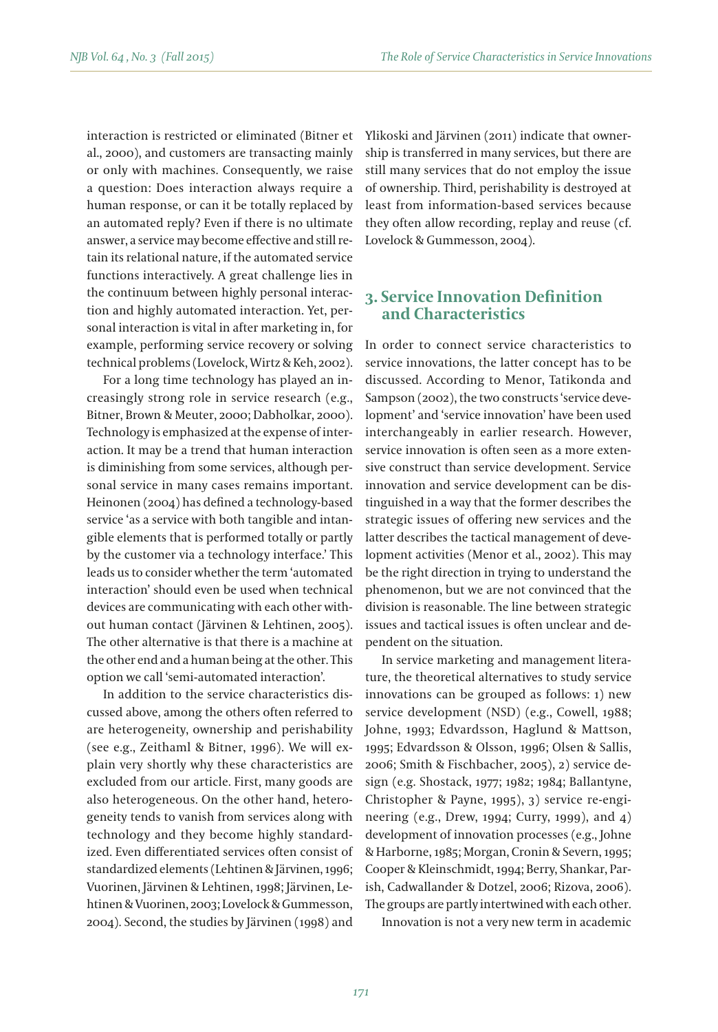interaction is restricted or eliminated (Bitner et al., 2000), and customers are transacting mainly or only with machines. Consequently, we raise a question: Does interaction always require a human response, or can it be totally replaced by an automated reply? Even if there is no ultimate answer, a service may become effective and still retain its relational nature, if the automated service functions interactively. A great challenge lies in the continuum between highly personal interaction and highly automated interaction. Yet, personal interaction is vital in after marketing in, for example, performing service recovery or solving technical problems (Lovelock, Wirtz & Keh, 2002).

For a long time technology has played an increasingly strong role in service research (e.g., Bitner, Brown & Meuter, 2000; Dabholkar, 2000). Technology is emphasized at the expense of interaction. It may be a trend that human interaction is diminishing from some services, although personal service in many cases remains important. Heinonen (2004) has defined a technology-based service 'as a service with both tangible and intangible elements that is performed totally or partly by the customer via a technology interface.' This leads us to consider whether the term 'automated interaction' should even be used when technical devices are communicating with each other without human contact (Järvinen & Lehtinen, 2005). The other alternative is that there is a machine at the other end and a human being at the other. This option we call 'semi-automated interaction'.

In addition to the service characteristics discussed above, among the others often referred to are heterogeneity, ownership and perishability (see e.g., Zeithaml & Bitner, 1996). We will explain very shortly why these characteristics are excluded from our article. First, many goods are also heterogeneous. On the other hand, heterogeneity tends to vanish from services along with technology and they become highly standardized. Even differentiated services often consist of standardized elements (Lehtinen & Järvinen, 1996; Vuorinen, Järvinen & Lehtinen, 1998; Järvinen, Lehtinen & Vuorinen, 2003; Lovelock & Gummesson, 2004). Second, the studies by Järvinen (1998) and Ylikoski and Järvinen (2011) indicate that ownership is transferred in many services, but there are still many services that do not employ the issue of ownership. Third, perishability is destroyed at least from information-based services because they often allow recording, replay and reuse (cf. Lovelock & Gummesson, 2004).

## 3. Service Innovation Definition and Characteristics

In order to connect service characteristics to service innovations, the latter concept has to be discussed. According to Menor, Tatikonda and Sampson (2002), the two constructs 'service development' and 'service innovation' have been used interchangeably in earlier research. However, service innovation is often seen as a more extensive construct than service development. Service innovation and service development can be distinguished in a way that the former describes the strategic issues of offering new services and the latter describes the tactical management of development activities (Menor et al., 2002). This may be the right direction in trying to understand the phenomenon, but we are not convinced that the division is reasonable. The line between strategic issues and tactical issues is often unclear and dependent on the situation.

In service marketing and management literature, the theoretical alternatives to study service innovations can be grouped as follows: 1) new service development (NSD) (e.g., Cowell, 1988; Johne, 1993; Edvardsson, Haglund & Mattson, 1995; Edvardsson & Olsson, 1996; Olsen & Sallis, 2006; Smith & Fischbacher, 2005), 2) service design (e.g. Shostack, 1977; 1982; 1984; Ballantyne, Christopher & Payne, 1995), 3) service re-engineering (e.g., Drew, 1994; Curry, 1999), and 4) development of innovation processes (e.g., Johne & Harborne, 1985; Morgan, Cronin & Severn, 1995; Cooper & Kleinschmidt, 1994; Berry, Shankar, Parish, Cadwallander & Dotzel, 2006; Rizova, 2006). The groups are partly intertwined with each other.

Innovation is not a very new term in academic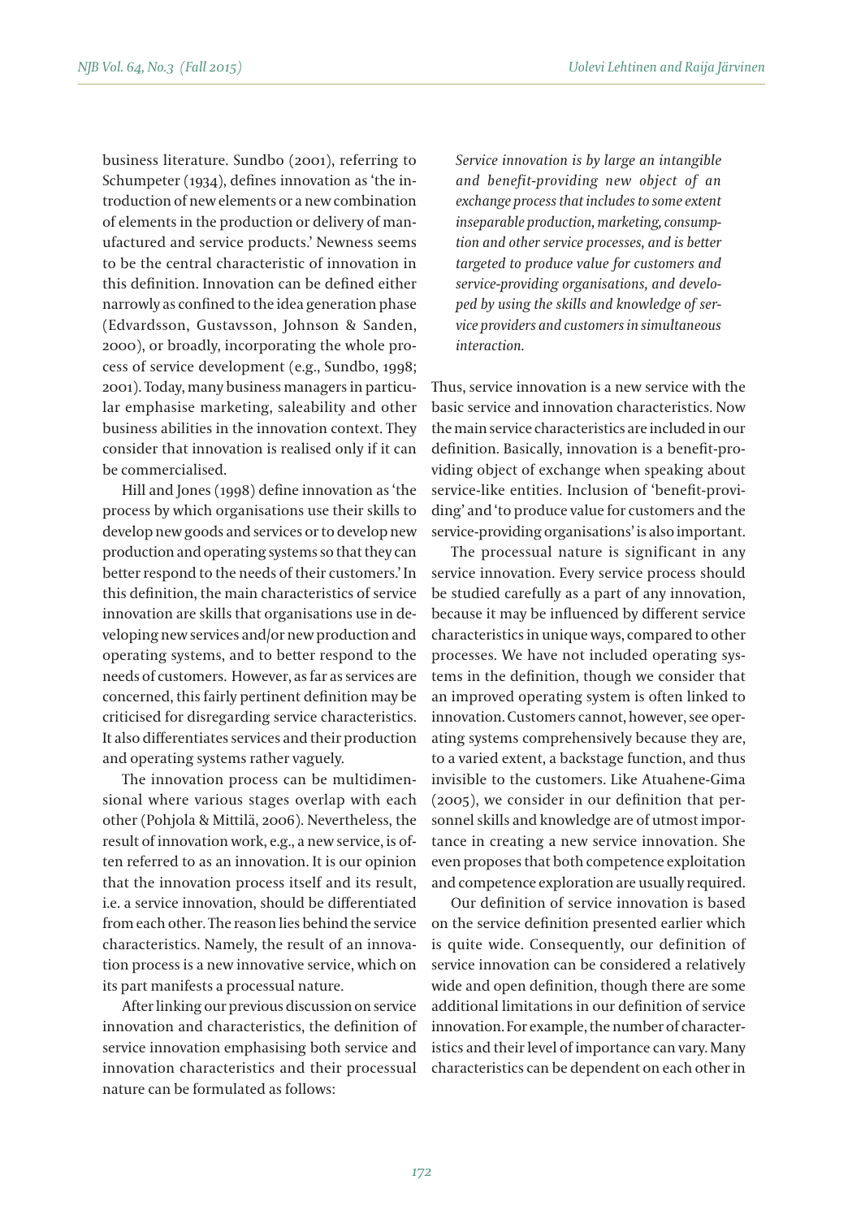business literature. Sundbo (2001), referring to Schumpeter (1934), defines innovation as 'the introduction of new elements or a new combination of elements in the production or delivery of manufactured and service products.' Newness seems to be the central characteristic of innovation in this definition. Innovation can be defined either narrowly as confined to the idea generation phase (Edvardsson, Gustavsson, Johnson & Sanden, 2000), or broadly, incorporating the whole process of service development (e.g., Sundbo, 1998; 2001). Today, many business managers in particular emphasise marketing, saleability and other business abilities in the innovation context. They consider that innovation is realised only if it can be commercialised.

Hill and Jones (1998) define innovation as 'the process by which organisations use their skills to develop new goods and services or to develop new production and operating systems so that they can better respond to the needs of their customers.' In this definition, the main characteristics of service innovation are skills that organisations use in developing new services and/or new production and operating systems, and to better respond to the needs of customers. However, as far as services are concerned, this fairly pertinent definition may be criticised for disregarding service characteristics. It also differentiates services and their production and operating systems rather vaguely.

The innovation process can be multidimensional where various stages overlap with each other (Pohjola & Mittilä, 2006). Nevertheless, the result of innovation work, e.g., a new service, is often referred to as an innovation. It is our opinion that the innovation process itself and its result, i.e. a service innovation, should be differentiated from each other. The reason lies behind the service characteristics. Namely, the result of an innovation process is a new innovative service, which on its part manifests a processual nature.

After linking our previous discussion on service innovation and characteristics, the definition of service innovation emphasising both service and innovation characteristics and their processual nature can be formulated as follows:

> *Service innovation is by large an intangible and benefit-providing new object of an exchange process that includes to some extent inseparable production, marketing, consumption and other service processes, and is better targeted to produce value for customers and service-providing organisations, and developed by using the skills and knowledge of service providers and customers in simultaneous interaction.*

Thus, service innovation is a new service with the basic service and innovation characteristics. Now the main service characteristics are included in our definition. Basically, innovation is a benefit-providing object of exchange when speaking about service-like entities. Inclusion of 'benefit-providing' and 'to produce value for customers and the service-providing organisations' is also important.

The processual nature is significant in any service innovation. Every service process should be studied carefully as a part of any innovation, because it may be influenced by different service characteristics in unique ways, compared to other processes. We have not included operating systems in the definition, though we consider that an improved operating system is often linked to innovation. Customers cannot, however, see operating systems comprehensively because they are, to a varied extent, a backstage function, and thus invisible to the customers. Like Atuahene-Gima (2005), we consider in our definition that personnel skills and knowledge are of utmost importance in creating a new service innovation. She even proposes that both competence exploitation and competence exploration are usually required.

Our definition of service innovation is based on the service definition presented earlier which is quite wide. Consequently, our definition of service innovation can be considered a relatively wide and open definition, though there are some additional limitations in our definition of service innovation. For example, the number of characteristics and their level of importance can vary. Many characteristics can be dependent on each other in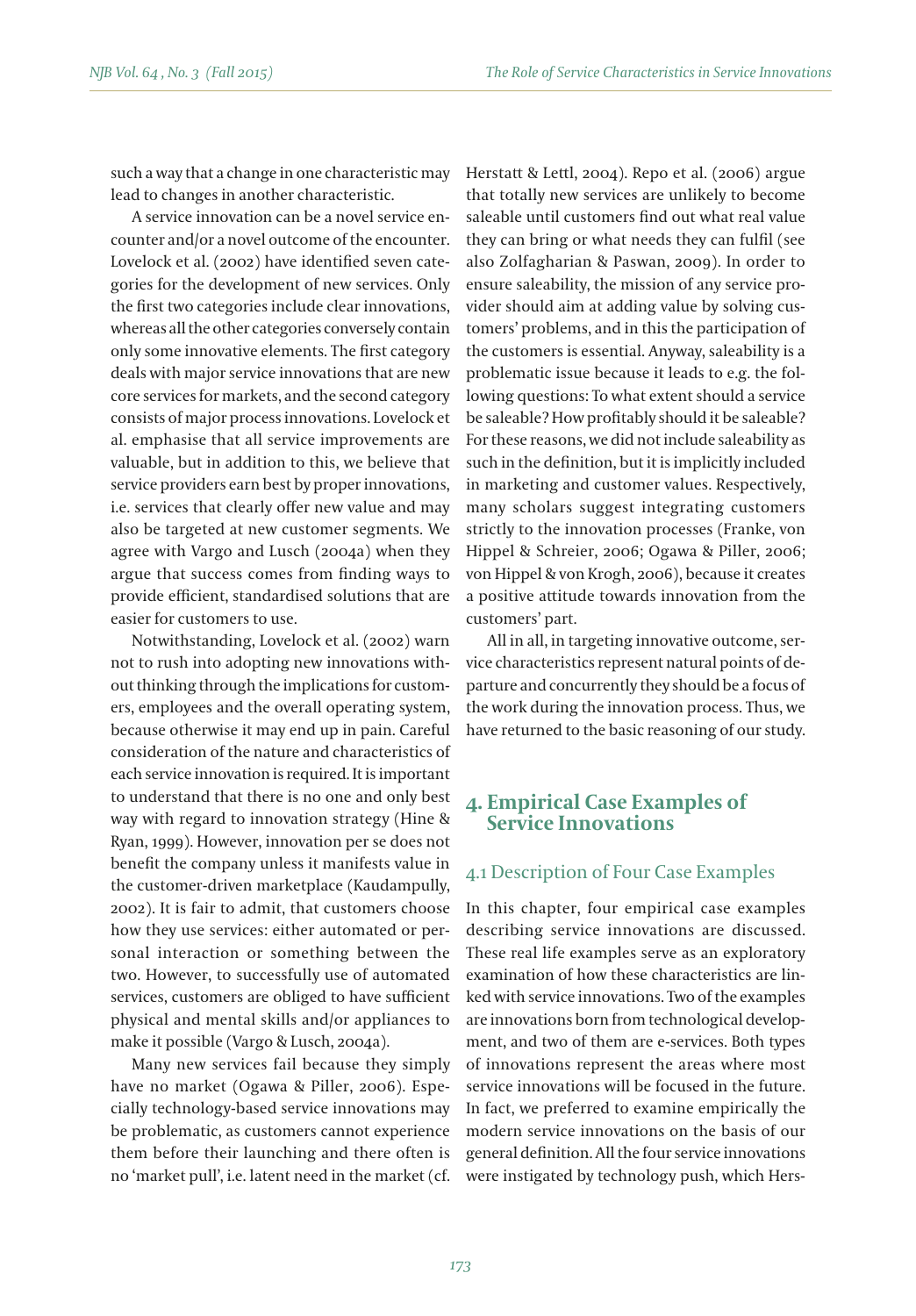such a way that a change in one characteristic may lead to changes in another characteristic.

A service innovation can be a novel service encounter and/or a novel outcome of the encounter. Lovelock et al. (2002) have identified seven categories for the development of new services. Only the first two categories include clear innovations, whereas all the other categories conversely contain only some innovative elements. The first category deals with major service innovations that are new core services for markets, and the second category consists of major process innovations. Lovelock et al. emphasise that all service improvements are valuable, but in addition to this, we believe that service providers earn best by proper innovations, i.e. services that clearly offer new value and may also be targeted at new customer segments. We agree with Vargo and Lusch (2004a) when they argue that success comes from finding ways to provide efficient, standardised solutions that are easier for customers to use.

Notwithstanding, Lovelock et al. (2002) warn not to rush into adopting new innovations without thinking through the implications for customers, employees and the overall operating system, because otherwise it may end up in pain. Careful consideration of the nature and characteristics of each service innovation is required. It is important to understand that there is no one and only best way with regard to innovation strategy (Hine & Ryan, 1999). However, innovation per se does not benefit the company unless it manifests value in the customer-driven marketplace (Kaudampully, 2002). It is fair to admit, that customers choose how they use services: either automated or personal interaction or something between the two. However, to successfully use of automated services, customers are obliged to have sufficient physical and mental skills and/or appliances to make it possible (Vargo & Lusch, 2004a).

Many new services fail because they simply have no market (Ogawa & Piller, 2006). Especially technology-based service innovations may be problematic, as customers cannot experience them before their launching and there often is no 'market pull', i.e. latent need in the market (cf. Herstatt & Lettl, 2004). Repo et al. (2006) argue that totally new services are unlikely to become saleable until customers find out what real value they can bring or what needs they can fulfil (see also Zolfagharian & Paswan, 2009). In order to ensure saleability, the mission of any service provider should aim at adding value by solving customers' problems, and in this the participation of the customers is essential. Anyway, saleability is a problematic issue because it leads to e.g. the following questions: To what extent should a service be saleable? How profitably should it be saleable? For these reasons, we did not include saleability as such in the definition, but it is implicitly included in marketing and customer values. Respectively, many scholars suggest integrating customers strictly to the innovation processes (Franke, von Hippel & Schreier, 2006; Ogawa & Piller, 2006; von Hippel & von Krogh, 2006), because it creates a positive attitude towards innovation from the customers' part.

All in all, in targeting innovative outcome, service characteristics represent natural points of departure and concurrently they should be a focus of the work during the innovation process. Thus, we have returned to the basic reasoning of our study.

## 4. Empirical Case Examples of Service Innovations

### 4.1 Description of Four Case Examples

In this chapter, four empirical case examples describing service innovations are discussed. These real life examples serve as an exploratory examination of how these characteristics are linked with service innovations. Two of the examples are innovations born from technological development, and two of them are e-services. Both types of innovations represent the areas where most service innovations will be focused in the future. In fact, we preferred to examine empirically the modern service innovations on the basis of our general definition. All the four service innovations were instigated by technology push, which Hers-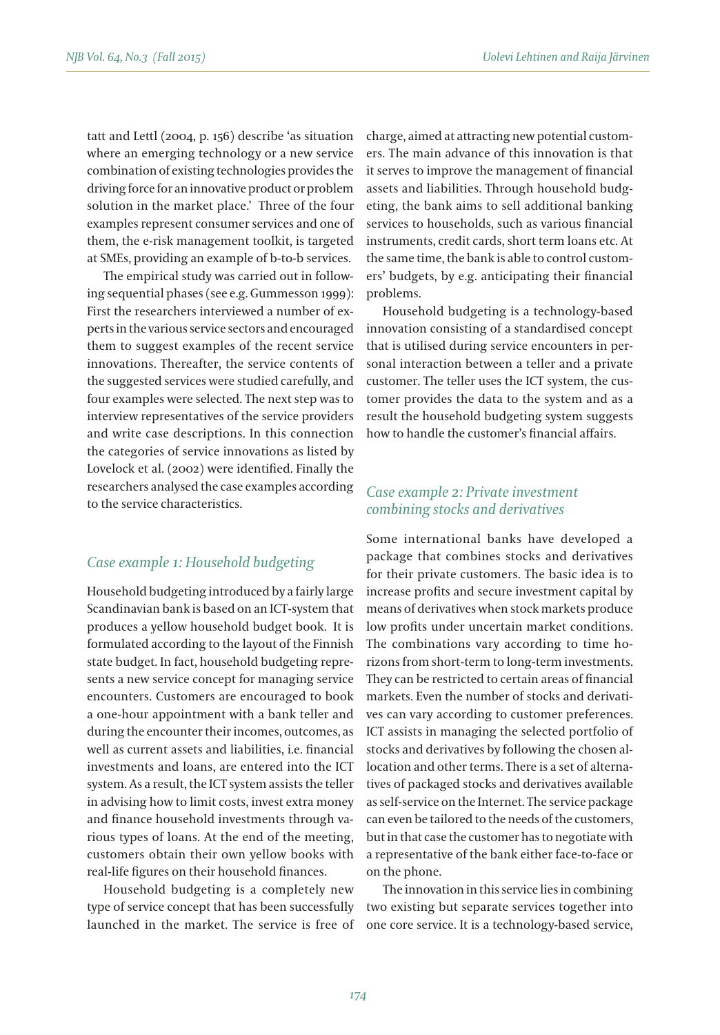tatt and Lettl (2004, p. 156) describe 'as situation where an emerging technology or a new service combination of existing technologies provides the driving force for an innovative product or problem solution in the market place.' Three of the four examples represent consumer services and one of them, the e-risk management toolkit, is targeted at SMEs, providing an example of b-to-b services.

The empirical study was carried out in following sequential phases (see e.g. Gummesson 1999): First the researchers interviewed a number of experts in the various service sectors and encouraged them to suggest examples of the recent service innovations. Thereafter, the service contents of the suggested services were studied carefully, and four examples were selected. The next step was to interview representatives of the service providers and write case descriptions. In this connection the categories of service innovations as listed by Lovelock et al. (2002) were identified. Finally the researchers analysed the case examples according to the service characteristics.

### *Case example 1: Household budgeting*

Household budgeting introduced by a fairly large Scandinavian bank is based on an ICT-system that produces a yellow household budget book. It is formulated according to the layout of the Finnish state budget. In fact, household budgeting represents a new service concept for managing service encounters. Customers are encouraged to book a one-hour appointment with a bank teller and during the encounter their incomes, outcomes, as well as current assets and liabilities, i.e. financial investments and loans, are entered into the ICT system. As a result, the ICT system assists the teller in advising how to limit costs, invest extra money and finance household investments through various types of loans. At the end of the meeting, customers obtain their own yellow books with real-life figures on their household finances.

Household budgeting is a completely new type of service concept that has been successfully launched in the market. The service is free of charge, aimed at attracting new potential customers. The main advance of this innovation is that it serves to improve the management of financial assets and liabilities. Through household budgeting, the bank aims to sell additional banking services to households, such as various financial instruments, credit cards, short term loans etc. At the same time, the bank is able to control customers' budgets, by e.g. anticipating their financial problems.

Household budgeting is a technology-based innovation consisting of a standardised concept that is utilised during service encounters in personal interaction between a teller and a private customer. The teller uses the ICT system, the customer provides the data to the system and as a result the household budgeting system suggests how to handle the customer's financial affairs.

### *Case example 2: Private investment combining stocks and derivatives*

Some international banks have developed a package that combines stocks and derivatives for their private customers. The basic idea is to increase profits and secure investment capital by means of derivatives when stock markets produce low profits under uncertain market conditions. The combinations vary according to time horizons from short-term to long-term investments. They can be restricted to certain areas of financial markets. Even the number of stocks and derivatives can vary according to customer preferences. ICT assists in managing the selected portfolio of stocks and derivatives by following the chosen allocation and other terms. There is a set of alternatives of packaged stocks and derivatives available as self-service on the Internet. The service package can even be tailored to the needs of the customers, but in that case the customer has to negotiate with a representative of the bank either face-to-face or on the phone.

The innovation in this service lies in combining two existing but separate services together into one core service. It is a technology-based service,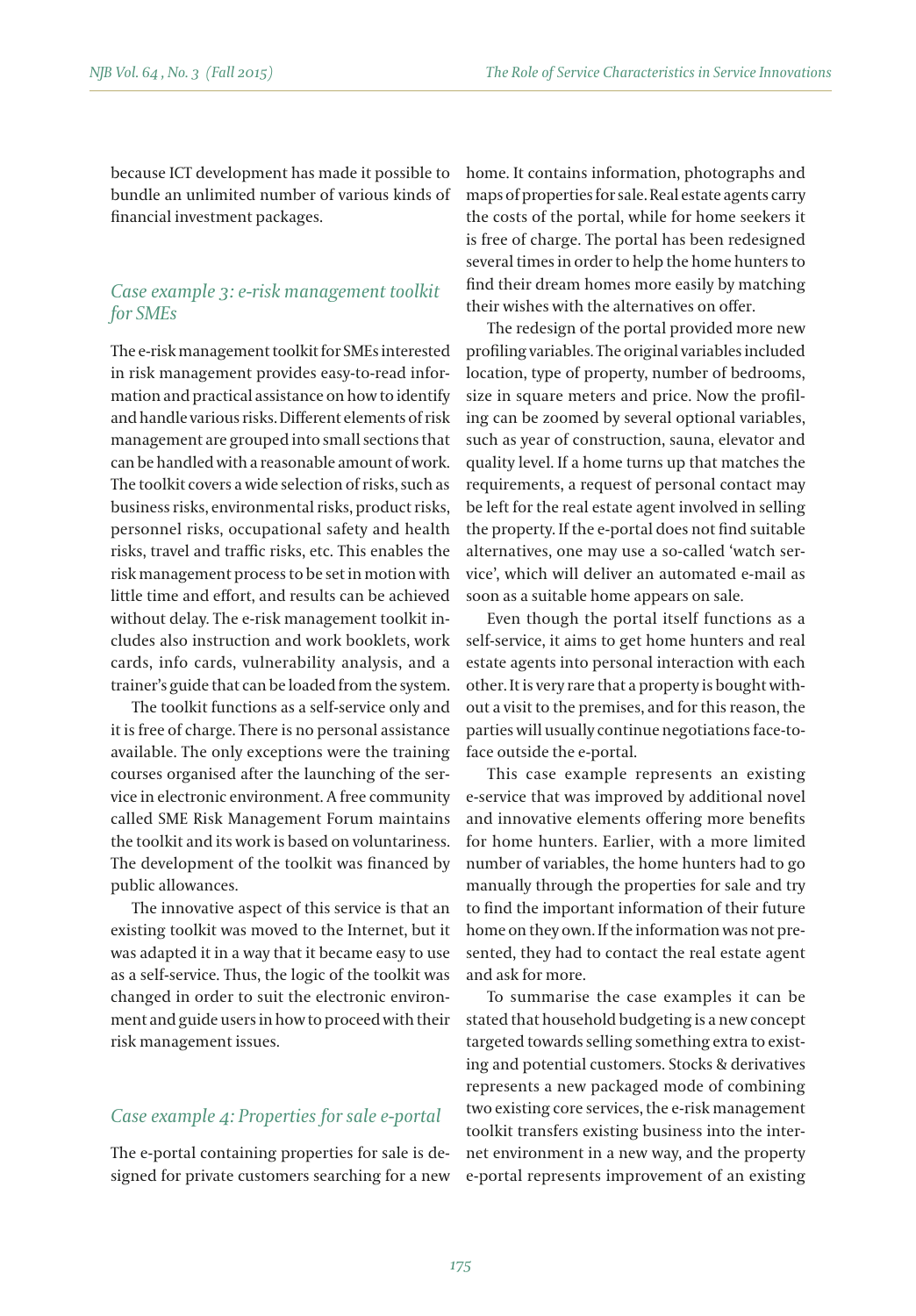because ICT development has made it possible to bundle an unlimited number of various kinds of financial investment packages.

### *Case example 3: e-risk management toolkit for SMEs*

The e-risk management toolkit for SMEs interested in risk management provides easy-to-read information and practical assistance on how to identify and handle various risks. Different elements of risk management are grouped into small sections that can be handled with a reasonable amount of work. The toolkit covers a wide selection of risks, such as business risks, environmental risks, product risks, personnel risks, occupational safety and health risks, travel and traffic risks, etc. This enables the risk management process to be set in motion with little time and effort, and results can be achieved without delay. The e-risk management toolkit includes also instruction and work booklets, work cards, info cards, vulnerability analysis, and a trainer's guide that can be loaded from the system.

The toolkit functions as a self-service only and it is free of charge. There is no personal assistance available. The only exceptions were the training courses organised after the launching of the service in electronic environment. A free community called SME Risk Management Forum maintains the toolkit and its work is based on voluntariness. The development of the toolkit was financed by public allowances.

The innovative aspect of this service is that an existing toolkit was moved to the Internet, but it was adapted it in a way that it became easy to use as a self-service. Thus, the logic of the toolkit was changed in order to suit the electronic environment and guide users in how to proceed with their risk management issues.

### *Case example 4: Properties for sale e-portal*

The e-portal containing properties for sale is designed for private customers searching for a new home. It contains information, photographs and maps of properties for sale. Real estate agents carry the costs of the portal, while for home seekers it is free of charge. The portal has been redesigned several times in order to help the home hunters to find their dream homes more easily by matching their wishes with the alternatives on offer.

The redesign of the portal provided more new profiling variables. The original variables included location, type of property, number of bedrooms, size in square meters and price. Now the profiling can be zoomed by several optional variables, such as year of construction, sauna, elevator and quality level. If a home turns up that matches the requirements, a request of personal contact may be left for the real estate agent involved in selling the property. If the e-portal does not find suitable alternatives, one may use a so-called 'watch service', which will deliver an automated e-mail as soon as a suitable home appears on sale.

Even though the portal itself functions as a self-service, it aims to get home hunters and real estate agents into personal interaction with each other. It is very rare that a property is bought without a visit to the premises, and for this reason, the parties will usually continue negotiations face-to-face outside the e-portal.

This case example represents an existing e-service that was improved by additional novel and innovative elements offering more benefits for home hunters. Earlier, with a more limited number of variables, the home hunters had to go manually through the properties for sale and try to find the important information of their future home on they own. If the information was not presented, they had to contact the real estate agent and ask for more.

To summarise the case examples it can be stated that household budgeting is a new concept targeted towards selling something extra to existing and potential customers. Stocks & derivatives represents a new packaged mode of combining two existing core services, the e-risk management toolkit transfers existing business into the internet environment in a new way, and the property e-portal represents improvement of an existing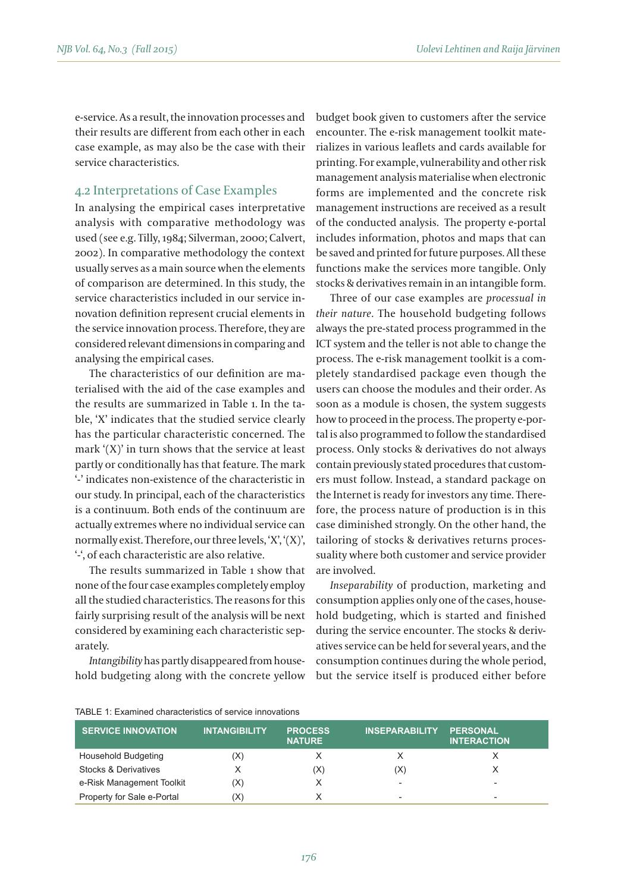e-service. As a result, the innovation processes and their results are different from each other in each case example, as may also be the case with their service characteristics.

## 4.2 Interpretations of Case Examples

In analysing the empirical cases interpretative analysis with comparative methodology was used (see e.g. Tilly, 1984; Silverman, 2000; Calvert, 2002). In comparative methodology the context usually serves as a main source when the elements of comparison are determined. In this study, the service characteristics included in our service innovation definition represent crucial elements in the service innovation process. Therefore, they are considered relevant dimensions in comparing and analysing the empirical cases.

The characteristics of our definition are materialised with the aid of the case examples and the results are summarized in Table 1. In the table, 'X' indicates that the studied service clearly has the particular characteristic concerned. The mark '(X)' in turn shows that the service at least partly or conditionally has that feature. The mark '-' indicates non-existence of the characteristic in our study. In principal, each of the characteristics is a continuum. Both ends of the continuum are actually extremes where no individual service can normally exist. Therefore, our three levels, 'X', '(X)', '-', of each characteristic are also relative.

The results summarized in Table 1 show that none of the four case examples completely employ all the studied characteristics. The reasons for this fairly surprising result of the analysis will be next considered by examining each characteristic separately.

*Intangibility* has partly disappeared from household budgeting along with the concrete yellow budget book given to customers after the service encounter. The e-risk management toolkit materializes in various leaflets and cards available for printing. For example, vulnerability and other risk management analysis materialise when electronic forms are implemented and the concrete risk management instructions are received as a result of the conducted analysis. The property e-portal includes information, photos and maps that can be saved and printed for future purposes. All these functions make the services more tangible. Only stocks & derivatives remain in an intangible form.

Three of our case examples are *processual in their nature*. The household budgeting follows always the pre-stated process programmed in the ICT system and the teller is not able to change the process. The e-risk management toolkit is a completely standardised package even though the users can choose the modules and their order. As soon as a module is chosen, the system suggests how to proceed in the process. The property e-portal is also programmed to follow the standardised process. Only stocks & derivatives do not always contain previously stated procedures that customers must follow. Instead, a standard package on the Internet is ready for investors any time. Therefore, the process nature of production is in this case diminished strongly. On the other hand, the tailoring of stocks & derivatives returns processuality where both customer and service provider are involved.

*Inseparability* of production, marketing and consumption applies only one of the cases, household budgeting, which is started and finished during the service encounter. The stocks & derivatives service can be held for several years, and the consumption continues during the whole period, but the service itself is produced either before

TABLE 1: Examined characteristics of service innovations

| SERVICE INNOVATION | INTANGIBILITY | PROCESS NATURE | INSEPARABILITY | PERSONAL INTERACTION |
|---|---|---|---|---|
| Household Budgeting | (X) | X | X | X |
| Stocks & Derivatives | X | (X) | (X) | X |
| e-Risk Management Toolkit | (X) | X | - | - |
| Property for Sale e-Portal | (X) | X | - | - |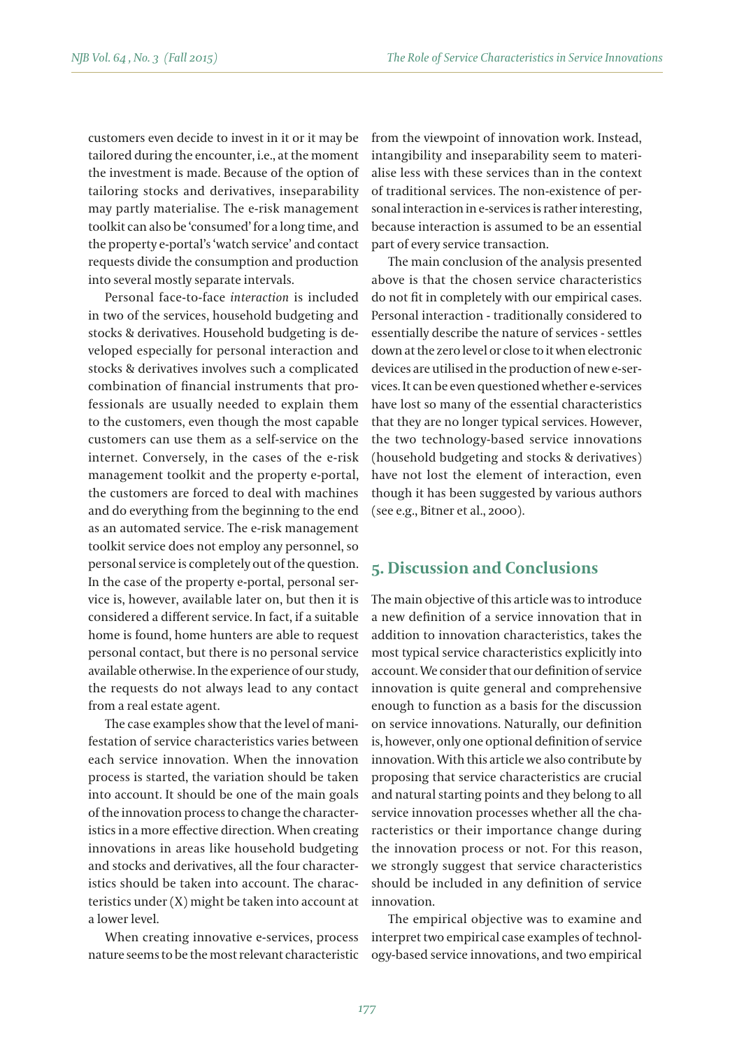customers even decide to invest in it or it may be tailored during the encounter, i.e., at the moment the investment is made. Because of the option of tailoring stocks and derivatives, inseparability may partly materialise. The e-risk management toolkit can also be 'consumed' for a long time, and the property e-portal's 'watch service' and contact requests divide the consumption and production into several mostly separate intervals.

Personal face-to-face *interaction* is included in two of the services, household budgeting and stocks & derivatives. Household budgeting is developed especially for personal interaction and stocks & derivatives involves such a complicated combination of financial instruments that professionals are usually needed to explain them to the customers, even though the most capable customers can use them as a self-service on the internet. Conversely, in the cases of the e-risk management toolkit and the property e-portal, the customers are forced to deal with machines and do everything from the beginning to the end as an automated service. The e-risk management toolkit service does not employ any personnel, so personal service is completely out of the question. In the case of the property e-portal, personal service is, however, available later on, but then it is considered a different service. In fact, if a suitable home is found, home hunters are able to request personal contact, but there is no personal service available otherwise. In the experience of our study, the requests do not always lead to any contact from a real estate agent.

The case examples show that the level of manifestation of service characteristics varies between each service innovation. When the innovation process is started, the variation should be taken into account. It should be one of the main goals of the innovation process to change the characteristics in a more effective direction. When creating innovations in areas like household budgeting and stocks and derivatives, all the four characteristics should be taken into account. The characteristics under (X) might be taken into account at a lower level.

When creating innovative e-services, process nature seems to be the most relevant characteristic from the viewpoint of innovation work. Instead, intangibility and inseparability seem to materialise less with these services than in the context of traditional services. The non-existence of personal interaction in e-services is rather interesting, because interaction is assumed to be an essential part of every service transaction.

The main conclusion of the analysis presented above is that the chosen service characteristics do not fit in completely with our empirical cases. Personal interaction - traditionally considered to essentially describe the nature of services - settles down at the zero level or close to it when electronic devices are utilised in the production of new e-services. It can be even questioned whether e-services have lost so many of the essential characteristics that they are no longer typical services. However, the two technology-based service innovations (household budgeting and stocks & derivatives) have not lost the element of interaction, even though it has been suggested by various authors (see e.g., Bitner et al., 2000).

## 5. Discussion and Conclusions

The main objective of this article was to introduce a new definition of a service innovation that in addition to innovation characteristics, takes the most typical service characteristics explicitly into account. We consider that our definition of service innovation is quite general and comprehensive enough to function as a basis for the discussion on service innovations. Naturally, our definition is, however, only one optional definition of service innovation. With this article we also contribute by proposing that service characteristics are crucial and natural starting points and they belong to all service innovation processes whether all the characteristics or their importance change during the innovation process or not. For this reason, we strongly suggest that service characteristics should be included in any definition of service innovation.

The empirical objective was to examine and interpret two empirical case examples of technology-based service innovations, and two empirical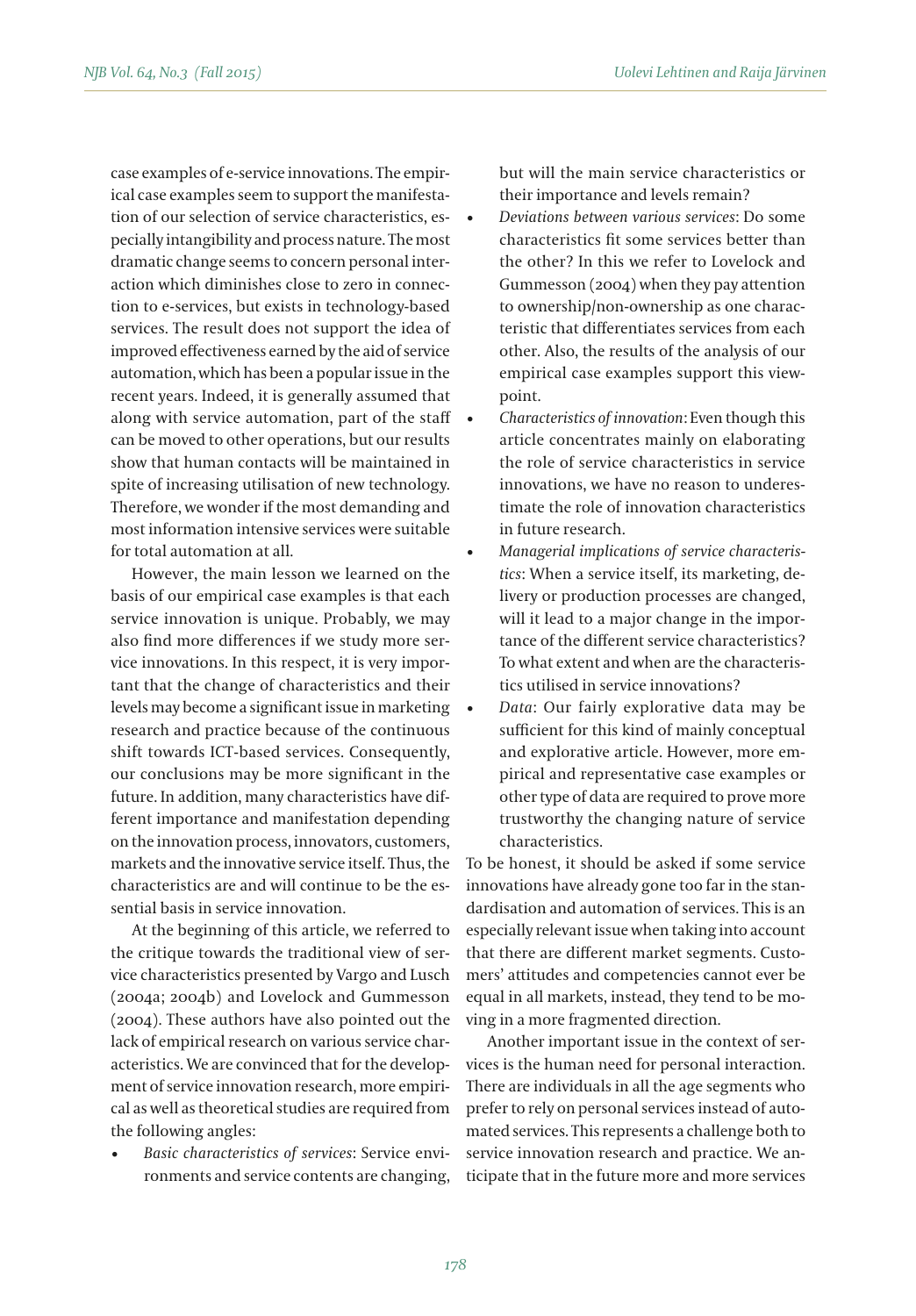case examples of e-service innovations. The empirical case examples seem to support the manifestation of our selection of service characteristics, especially intangibility and process nature. The most dramatic change seems to concern personal interaction which diminishes close to zero in connection to e-services, but exists in technology-based services. The result does not support the idea of improved effectiveness earned by the aid of service automation, which has been a popular issue in the recent years. Indeed, it is generally assumed that along with service automation, part of the staff can be moved to other operations, but our results show that human contacts will be maintained in spite of increasing utilisation of new technology. Therefore, we wonder if the most demanding and most information intensive services were suitable for total automation at all.

However, the main lesson we learned on the basis of our empirical case examples is that each service innovation is unique. Probably, we may also find more differences if we study more service innovations. In this respect, it is very important that the change of characteristics and their levels may become a significant issue in marketing research and practice because of the continuous shift towards ICT-based services. Consequently, our conclusions may be more significant in the future. In addition, many characteristics have different importance and manifestation depending on the innovation process, innovators, customers, markets and the innovative service itself. Thus, the characteristics are and will continue to be the essential basis in service innovation.

At the beginning of this article, we referred to the critique towards the traditional view of service characteristics presented by Vargo and Lusch (2004a; 2004b) and Lovelock and Gummesson (2004). These authors have also pointed out the lack of empirical research on various service characteristics. We are convinced that for the development of service innovation research, more empirical as well as theoretical studies are required from the following angles:

- *Basic characteristics of services*: Service environments and service contents are changing, but will the main service characteristics or their importance and levels remain?
- *Deviations between various services*: Do some characteristics fit some services better than the other? In this we refer to Lovelock and Gummesson (2004) when they pay attention to ownership/non-ownership as one characteristic that differentiates services from each other. Also, the results of the analysis of our empirical case examples support this viewpoint.
- *Characteristics of innovation*: Even though this article concentrates mainly on elaborating the role of service characteristics in service innovations, we have no reason to underestimate the role of innovation characteristics in future research.
- *Managerial implications of service characteristics*: When a service itself, its marketing, delivery or production processes are changed, will it lead to a major change in the importance of the different service characteristics? To what extent and when are the characteristics utilised in service innovations?
- *Data*: Our fairly explorative data may be sufficient for this kind of mainly conceptual and explorative article. However, more empirical and representative case examples or other type of data are required to prove more trustworthy the changing nature of service characteristics.

To be honest, it should be asked if some service innovations have already gone too far in the standardisation and automation of services. This is an especially relevant issue when taking into account that there are different market segments. Customers' attitudes and competencies cannot ever be equal in all markets, instead, they tend to be moving in a more fragmented direction.

Another important issue in the context of services is the human need for personal interaction. There are individuals in all the age segments who prefer to rely on personal services instead of automated services. This represents a challenge both to service innovation research and practice. We anticipate that in the future more and more services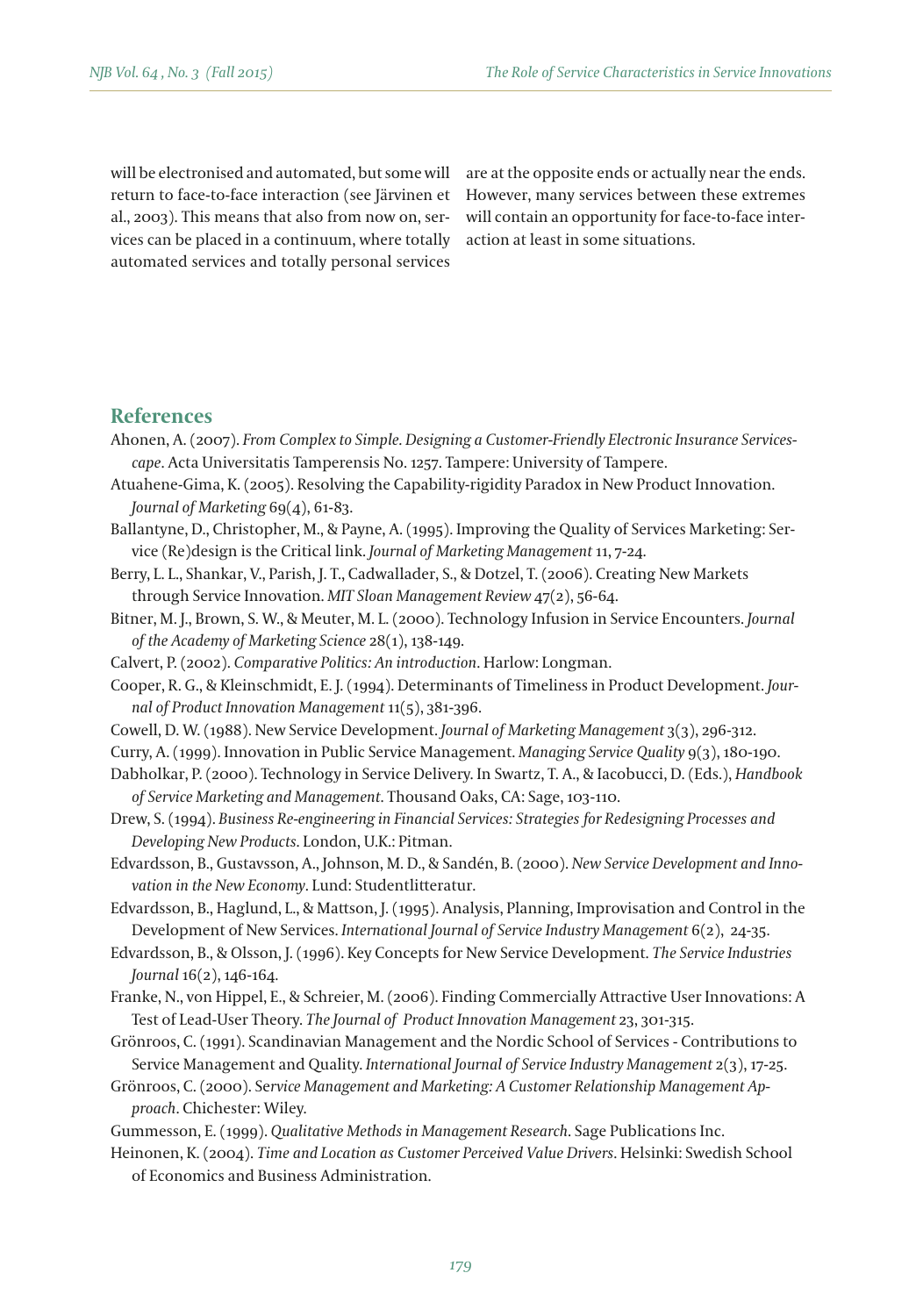will be electronised and automated, but some will return to face-to-face interaction (see Järvinen et al., 2003). This means that also from now on, services can be placed in a continuum, where totally automated services and totally personal services are at the opposite ends or actually near the ends. However, many services between these extremes will contain an opportunity for face-to-face interaction at least in some situations.

## References

Ahonen, A. (2007). *From Complex to Simple. Designing a Customer-Friendly Electronic Insurance Servicescape*. Acta Universitatis Tamperensis No. 1257. Tampere: University of Tampere.

Atuahene-Gima, K. (2005). Resolving the Capability-rigidity Paradox in New Product Innovation. *Journal of Marketing* 69(4), 61-83.

Ballantyne, D., Christopher, M., & Payne, A. (1995). Improving the Quality of Services Marketing: Service (Re)design is the Critical link. *Journal of Marketing Management* 11, 7-24.

Berry, L. L., Shankar, V., Parish, J. T., Cadwallader, S., & Dotzel, T. (2006). Creating New Markets through Service Innovation. *MIT Sloan Management Review* 47(2), 56-64.

Bitner, M. J., Brown, S. W., & Meuter, M. L. (2000). Technology Infusion in Service Encounters. *Journal of the Academy of Marketing Science* 28(1), 138-149.

Calvert, P. (2002). *Comparative Politics: An introduction*. Harlow: Longman.

Cooper, R. G., & Kleinschmidt, E. J. (1994). Determinants of Timeliness in Product Development. *Journal of Product Innovation Management* 11(5), 381-396.

Cowell, D. W. (1988). New Service Development. *Journal of Marketing Management* 3(3), 296-312.

Curry, A. (1999). Innovation in Public Service Management. *Managing Service Quality* 9(3), 180-190.

Dabholkar, P. (2000). Technology in Service Delivery. In Swartz, T. A., & Iacobucci, D. (Eds.), *Handbook of Service Marketing and Management*. Thousand Oaks, CA: Sage, 103-110.

Drew, S. (1994). *Business Re-engineering in Financial Services: Strategies for Redesigning Processes and Developing New Products*. London, U.K.: Pitman.

Edvardsson, B., Gustavsson, A., Johnson, M. D., & Sandén, B. (2000). *New Service Development and Innovation in the New Economy*. Lund: Studentlitteratur.

Edvardsson, B., Haglund, L., & Mattson, J. (1995). Analysis, Planning, Improvisation and Control in the Development of New Services. *International Journal of Service Industry Management* 6(2), 24-35.

Edvardsson, B., & Olsson, J. (1996). Key Concepts for New Service Development. *The Service Industries Journal* 16(2), 146-164.

Franke, N., von Hippel, E., & Schreier, M. (2006). Finding Commercially Attractive User Innovations: A Test of Lead-User Theory. *The Journal of Product Innovation Management* 23, 301-315.

Grönroos, C. (1991). Scandinavian Management and the Nordic School of Services - Contributions to Service Management and Quality. *International Journal of Service Industry Management* 2(3), 17-25.

Grönroos, C. (2000). *Service Management and Marketing: A Customer Relationship Management Approach*. Chichester: Wiley.

Gummesson, E. (1999). *Qualitative Methods in Management Research*. Sage Publications Inc.

Heinonen, K. (2004). *Time and Location as Customer Perceived Value Drivers*. Helsinki: Swedish School of Economics and Business Administration.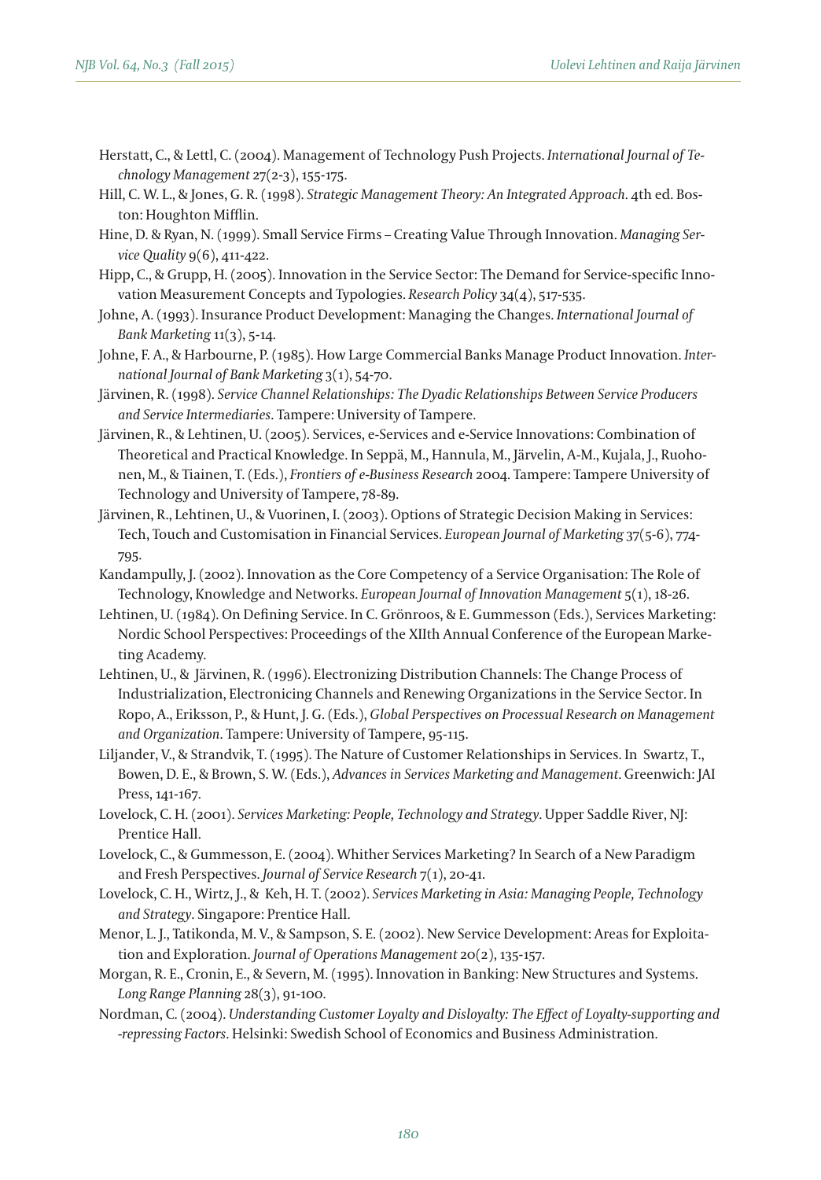Herstatt, C., & Lettl, C. (2004). Management of Technology Push Projects. *International Journal of Technology Management* 27(2-3), 155-175.

Hill, C. W. L., & Jones, G. R. (1998). *Strategic Management Theory: An Integrated Approach*. 4th ed. Boston: Houghton Mifflin.

Hine, D. & Ryan, N. (1999). Small Service Firms – Creating Value Through Innovation. *Managing Service Quality* 9(6), 411-422.

Hipp, C., & Grupp, H. (2005). Innovation in the Service Sector: The Demand for Service-specific Innovation Measurement Concepts and Typologies. *Research Policy* 34(4), 517-535.

Johne, A. (1993). Insurance Product Development: Managing the Changes. *International Journal of Bank Marketing* 11(3), 5-14.

Johne, F. A., & Harbourne, P. (1985). How Large Commercial Banks Manage Product Innovation. *International Journal of Bank Marketing* 3(1), 54-70.

Järvinen, R. (1998). *Service Channel Relationships: The Dyadic Relationships Between Service Producers and Service Intermediaries*. Tampere: University of Tampere.

Järvinen, R., & Lehtinen, U. (2005). Services, e-Services and e-Service Innovations: Combination of Theoretical and Practical Knowledge. In Seppä, M., Hannula, M., Järvelin, A-M., Kujala, J., Ruohonen, M., & Tiainen, T. (Eds.), *Frontiers of e-Business Research* 2004. Tampere: Tampere University of Technology and University of Tampere, 78-89.

Järvinen, R., Lehtinen, U., & Vuorinen, I. (2003). Options of Strategic Decision Making in Services: Tech, Touch and Customisation in Financial Services. *European Journal of Marketing* 37(5-6), 774-795.

Kandampully, J. (2002). Innovation as the Core Competency of a Service Organisation: The Role of Technology, Knowledge and Networks. *European Journal of Innovation Management* 5(1), 18-26.

Lehtinen, U. (1984). On Defining Service. In C. Grönroos, & E. Gummesson (Eds.), Services Marketing: Nordic School Perspectives: Proceedings of the XIIth Annual Conference of the European Marketing Academy.

Lehtinen, U., & Järvinen, R. (1996). Electronizing Distribution Channels: The Change Process of Industrialization, Electronicing Channels and Renewing Organizations in the Service Sector. In Ropo, A., Eriksson, P., & Hunt, J. G. (Eds.), *Global Perspectives on Processual Research on Management and Organization*. Tampere: University of Tampere, 95-115.

Liljander, V., & Strandvik, T. (1995). The Nature of Customer Relationships in Services. In Swartz, T., Bowen, D. E., & Brown, S. W. (Eds.), *Advances in Services Marketing and Management*. Greenwich: JAI Press, 141-167.

Lovelock, C. H. (2001). *Services Marketing: People, Technology and Strategy*. Upper Saddle River, NJ: Prentice Hall.

Lovelock, C., & Gummesson, E. (2004). Whither Services Marketing? In Search of a New Paradigm and Fresh Perspectives. *Journal of Service Research* 7(1), 20-41.

Lovelock, C. H., Wirtz, J., & Keh, H. T. (2002). *Services Marketing in Asia: Managing People, Technology and Strategy*. Singapore: Prentice Hall.

Menor, L. J., Tatikonda, M. V., & Sampson, S. E. (2002). New Service Development: Areas for Exploitation and Exploration. *Journal of Operations Management* 20(2), 135-157.

Morgan, R. E., Cronin, E., & Severn, M. (1995). Innovation in Banking: New Structures and Systems. *Long Range Planning* 28(3), 91-100.

Nordman, C. (2004). *Understanding Customer Loyalty and Disloyalty: The Effect of Loyalty-supporting and -repressing Factors*. Helsinki: Swedish School of Economics and Business Administration.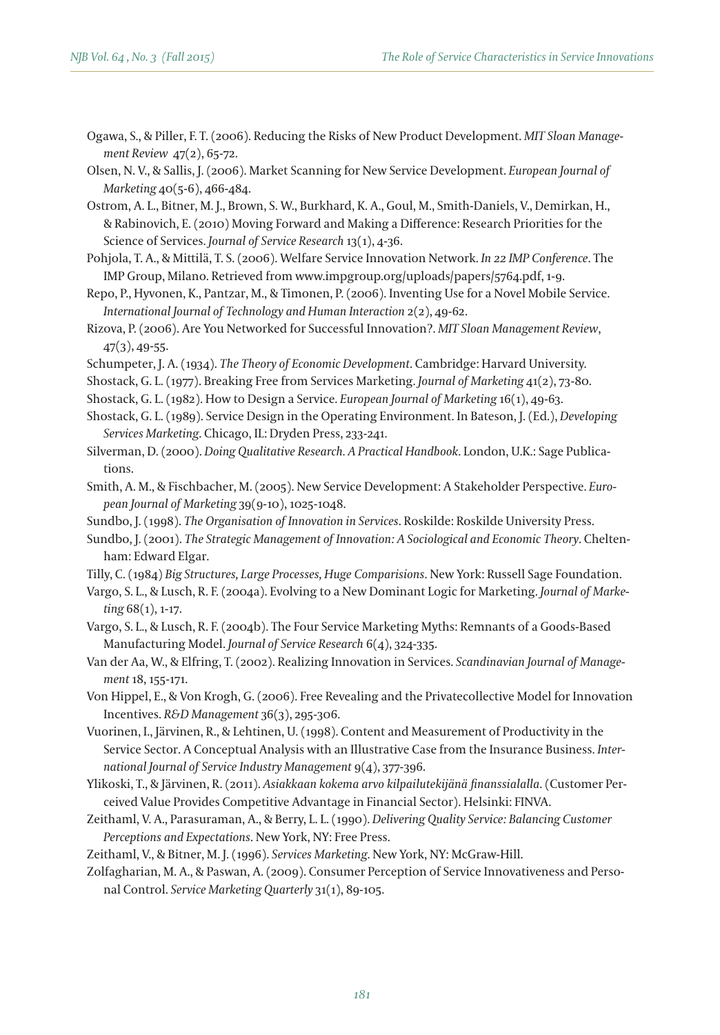Ogawa, S., & Piller, F. T. (2006). Reducing the Risks of New Product Development. *MIT Sloan Management Review* 47(2), 65-72.

Olsen, N. V., & Sallis, J. (2006). Market Scanning for New Service Development. *European Journal of Marketing* 40(5-6), 466-484.

Ostrom, A. L., Bitner, M. J., Brown, S. W., Burkhard, K. A., Goul, M., Smith-Daniels, V., Demirkan, H., & Rabinovich, E. (2010) Moving Forward and Making a Difference: Research Priorities for the Science of Services. *Journal of Service Research* 13(1), 4-36.

Pohjola, T. A., & Mittilä, T. S. (2006). Welfare Service Innovation Network. *In 22 IMP Conference*. The IMP Group, Milano. Retrieved from www.impgroup.org/uploads/papers/5764.pdf, 1-9.

Repo, P., Hyvonen, K., Pantzar, M., & Timonen, P. (2006). Inventing Use for a Novel Mobile Service. *International Journal of Technology and Human Interaction* 2(2), 49-62.

Rizova, P. (2006). Are You Networked for Successful Innovation?. *MIT Sloan Management Review*, 47(3), 49-55.

Schumpeter, J. A. (1934). *The Theory of Economic Development*. Cambridge: Harvard University.

Shostack, G. L. (1977). Breaking Free from Services Marketing. *Journal of Marketing* 41(2), 73-80.

Shostack, G. L. (1982). How to Design a Service. *European Journal of Marketing* 16(1), 49-63.

Shostack, G. L. (1989). Service Design in the Operating Environment. In Bateson, J. (Ed.), *Developing Services Marketing*. Chicago, IL: Dryden Press, 233-241.

Silverman, D. (2000). *Doing Qualitative Research. A Practical Handbook*. London, U.K.: Sage Publications.

Smith, A. M., & Fischbacher, M. (2005). New Service Development: A Stakeholder Perspective. *European Journal of Marketing* 39(9-10), 1025-1048.

Sundbo, J. (1998). *The Organisation of Innovation in Services*. Roskilde: Roskilde University Press.

Sundbo, J. (2001). *The Strategic Management of Innovation: A Sociological and Economic Theory*. Cheltenham: Edward Elgar.

Tilly, C. (1984) *Big Structures, Large Processes, Huge Comparisions*. New York: Russell Sage Foundation.

Vargo, S. L., & Lusch, R. F. (2004a). Evolving to a New Dominant Logic for Marketing. *Journal of Marketing* 68(1), 1-17.

Vargo, S. L., & Lusch, R. F. (2004b). The Four Service Marketing Myths: Remnants of a Goods-Based Manufacturing Model. *Journal of Service Research* 6(4), 324-335.

Van der Aa, W., & Elfring, T. (2002). Realizing Innovation in Services. *Scandinavian Journal of Management* 18, 155-171.

Von Hippel, E., & Von Krogh, G. (2006). Free Revealing and the Privatecollective Model for Innovation Incentives. *R&D Management* 36(3), 295-306.

Vuorinen, I., Järvinen, R., & Lehtinen, U. (1998). Content and Measurement of Productivity in the Service Sector. A Conceptual Analysis with an Illustrative Case from the Insurance Business. *International Journal of Service Industry Management* 9(4), 377-396.

Ylikoski, T., & Järvinen, R. (2011). *Asiakkaan kokema arvo kilpailutekijänä finanssialalla*. (Customer Perceived Value Provides Competitive Advantage in Financial Sector). Helsinki: FINVA.

Zeithaml, V. A., Parasuraman, A., & Berry, L. L. (1990). *Delivering Quality Service: Balancing Customer Perceptions and Expectations*. New York, NY: Free Press.

Zeithaml, V., & Bitner, M. J. (1996). *Services Marketing*. New York, NY: McGraw-Hill.

Zolfagharian, M. A., & Paswan, A. (2009). Consumer Perception of Service Innovativeness and Personal Control. *Service Marketing Quarterly* 31(1), 89-105.